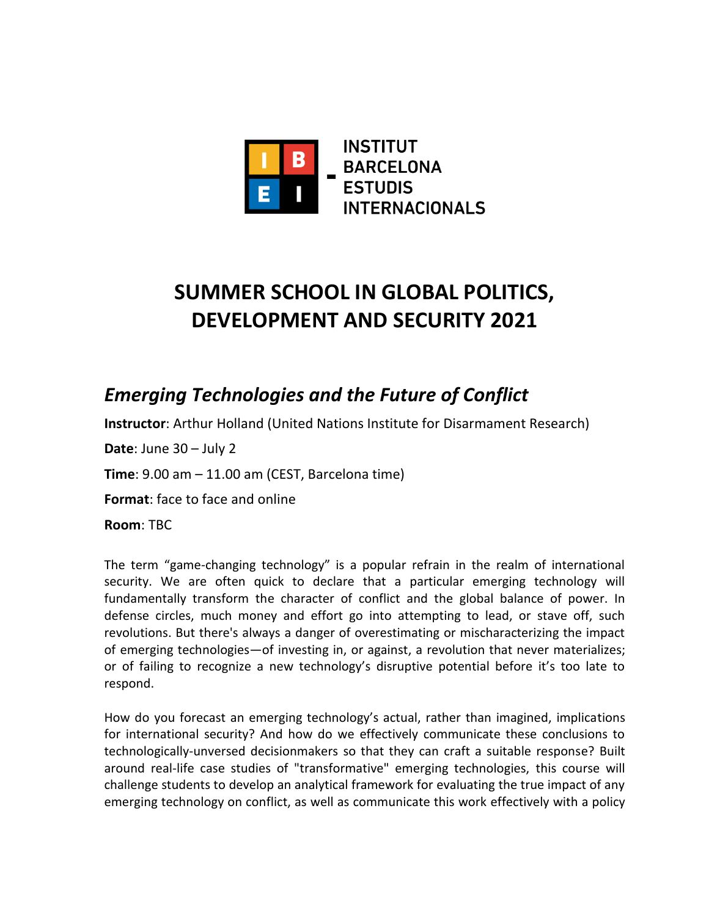INSTITUT BARCELONA ESTUDIS INTERNACIONALS

# SUMMER SCHOOL IN GLOBAL POLITICS, DEVELOPMENT AND SECURITY 2021

## *Emerging Technologies and the Future of Conflict*

**Instructor**: Arthur Holland (United Nations Institute for Disarmament Research)

**Date**: June 30 – July 2

**Time**: 9.00 am – 11.00 am (CEST, Barcelona time)

**Format**: face to face and online

**Room**: TBC

The term "game-changing technology" is a popular refrain in the realm of international security. We are often quick to declare that a particular emerging technology will fundamentally transform the character of conflict and the global balance of power. In defense circles, much money and effort go into attempting to lead, or stave off, such revolutions. But there's always a danger of overestimating or mischaracterizing the impact of emerging technologies—of investing in, or against, a revolution that never materializes; or of failing to recognize a new technology's disruptive potential before it's too late to respond.

How do you forecast an emerging technology's actual, rather than imagined, implications for international security? And how do we effectively communicate these conclusions to technologically-unversed decisionmakers so that they can craft a suitable response? Built around real-life case studies of "transformative" emerging technologies, this course will challenge students to develop an analytical framework for evaluating the true impact of any emerging technology on conflict, as well as communicate this work effectively with a policy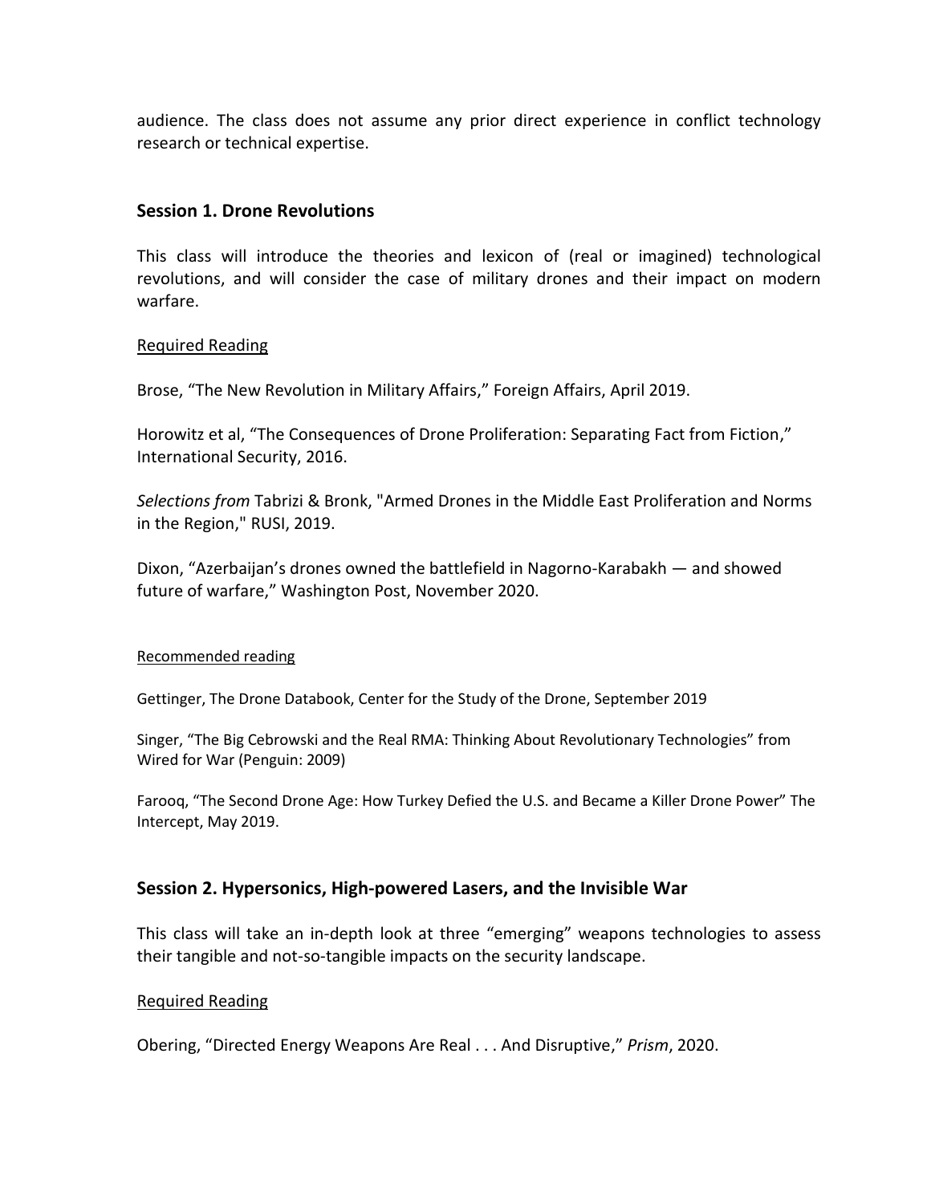audience. The class does not assume any prior direct experience in conflict technology research or technical expertise.

## Session 1. Drone Revolutions

This class will introduce the theories and lexicon of (real or imagined) technological revolutions, and will consider the case of military drones and their impact on modern warfare.

Required Reading

Brose, "The New Revolution in Military Affairs," Foreign Affairs, April 2019.

Horowitz et al, "The Consequences of Drone Proliferation: Separating Fact from Fiction," International Security, 2016.

*Selections from* Tabrizi & Bronk, "Armed Drones in the Middle East Proliferation and Norms in the Region," RUSI, 2019.

Dixon, "Azerbaijan's drones owned the battlefield in Nagorno-Karabakh — and showed future of warfare," Washington Post, November 2020.

Recommended reading

Gettinger, The Drone Databook, Center for the Study of the Drone, September 2019

Singer, "The Big Cebrowski and the Real RMA: Thinking About Revolutionary Technologies" from Wired for War (Penguin: 2009)

Farooq, "The Second Drone Age: How Turkey Defied the U.S. and Became a Killer Drone Power" The Intercept, May 2019.

## Session 2. Hypersonics, High-powered Lasers, and the Invisible War

This class will take an in-depth look at three "emerging" weapons technologies to assess their tangible and not-so-tangible impacts on the security landscape.

Required Reading

Obering, "Directed Energy Weapons Are Real . . . And Disruptive," *Prism*, 2020.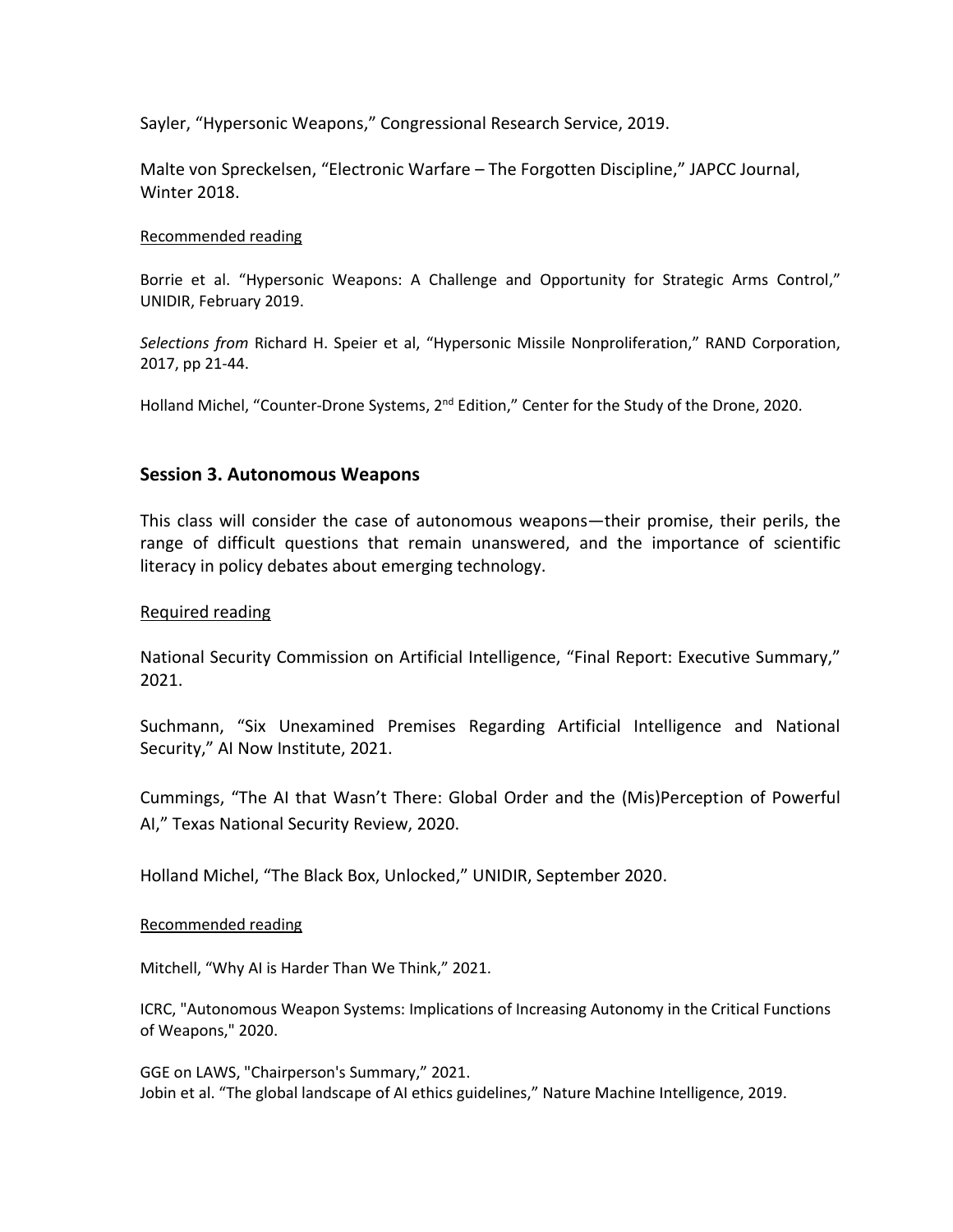Sayler, "Hypersonic Weapons," Congressional Research Service, 2019.

Malte von Spreckelsen, "Electronic Warfare – The Forgotten Discipline," JAPCC Journal, Winter 2018.

Recommended reading

Borrie et al. "Hypersonic Weapons: A Challenge and Opportunity for Strategic Arms Control," UNIDIR, February 2019.

*Selections from* Richard H. Speier et al, "Hypersonic Missile Nonproliferation," RAND Corporation, 2017, pp 21-44.

Holland Michel, "Counter-Drone Systems, 2nd Edition," Center for the Study of the Drone, 2020.

## Session 3. Autonomous Weapons

This class will consider the case of autonomous weapons—their promise, their perils, the range of difficult questions that remain unanswered, and the importance of scientific literacy in policy debates about emerging technology.

Required reading

National Security Commission on Artificial Intelligence, "Final Report: Executive Summary," 2021.

Suchmann, "Six Unexamined Premises Regarding Artificial Intelligence and National Security," AI Now Institute, 2021.

Cummings, "The AI that Wasn't There: Global Order and the (Mis)Perception of Powerful AI," Texas National Security Review, 2020.

Holland Michel, "The Black Box, Unlocked," UNIDIR, September 2020.

Recommended reading

Mitchell, "Why AI is Harder Than We Think," 2021.

ICRC, "Autonomous Weapon Systems: Implications of Increasing Autonomy in the Critical Functions of Weapons," 2020.

GGE on LAWS, "Chairperson's Summary," 2021.

Jobin et al. "The global landscape of AI ethics guidelines," Nature Machine Intelligence, 2019.